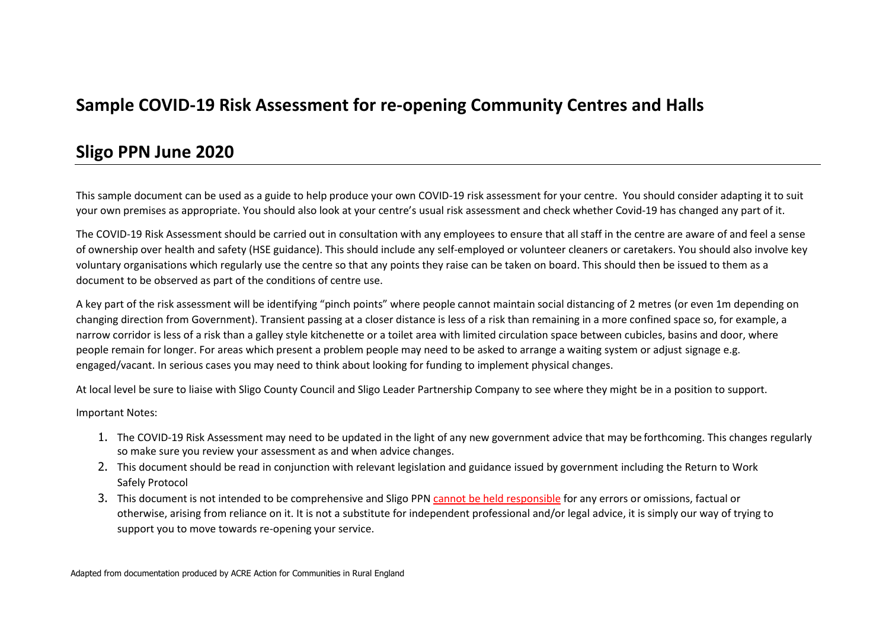# Sample COVID-19 Risk Assessment for re-opening Community Centres and Halls

## Sligo PPN June 2020

This sample document can be used as a guide to help produce your own COVID-19 risk assessment for your centre. You should consider adapting it to suit your own premises as appropriate. You should also look at your centre's usual risk assessment and check whether Covid-19 has changed any part of it.

The COVID-19 Risk Assessment should be carried out in consultation with any employees to ensure that all staff in the centre are aware of and feel a sense of ownership over health and safety (HSE guidance). This should include any self-employed or volunteer cleaners or caretakers. You should also involve key voluntary organisations which regularly use the centre so that any points they raise can be taken on board. This should then be issued to them as a document to be observed as part of the conditions of centre use.

A key part of the risk assessment will be identifying "pinch points" where people cannot maintain social distancing of 2 metres (or even 1m depending on changing direction from Government). Transient passing at a closer distance is less of a risk than remaining in a more confined space so, for example, a narrow corridor is less of a risk than a galley style kitchenette or a toilet area with limited circulation space between cubicles, basins and door, where people remain for longer. For areas which present a problem people may need to be asked to arrange a waiting system or adjust signage e.g. engaged/vacant. In serious cases you may need to think about looking for funding to implement physical changes.

At local level be sure to liaise with Sligo County Council and Sligo Leader Partnership Company to see where they might be in a position to support.

Important Notes:

1. The COVID-19 Risk Assessment may need to be updated in the light of any new government advice that may be forthcoming. This changes regularly so make sure you review your assessment as and when advice changes.
2. This document should be read in conjunction with relevant legislation and guidance issued by government including the Return to Work Safely Protocol
3. This document is not intended to be comprehensive and Sligo PPN cannot be held responsible for any errors or omissions, factual or otherwise, arising from reliance on it. It is not a substitute for independent professional and/or legal advice, it is simply our way of trying to support you to move towards re-opening your service.

Adapted from documentation produced by ACRE Action for Communities in Rural England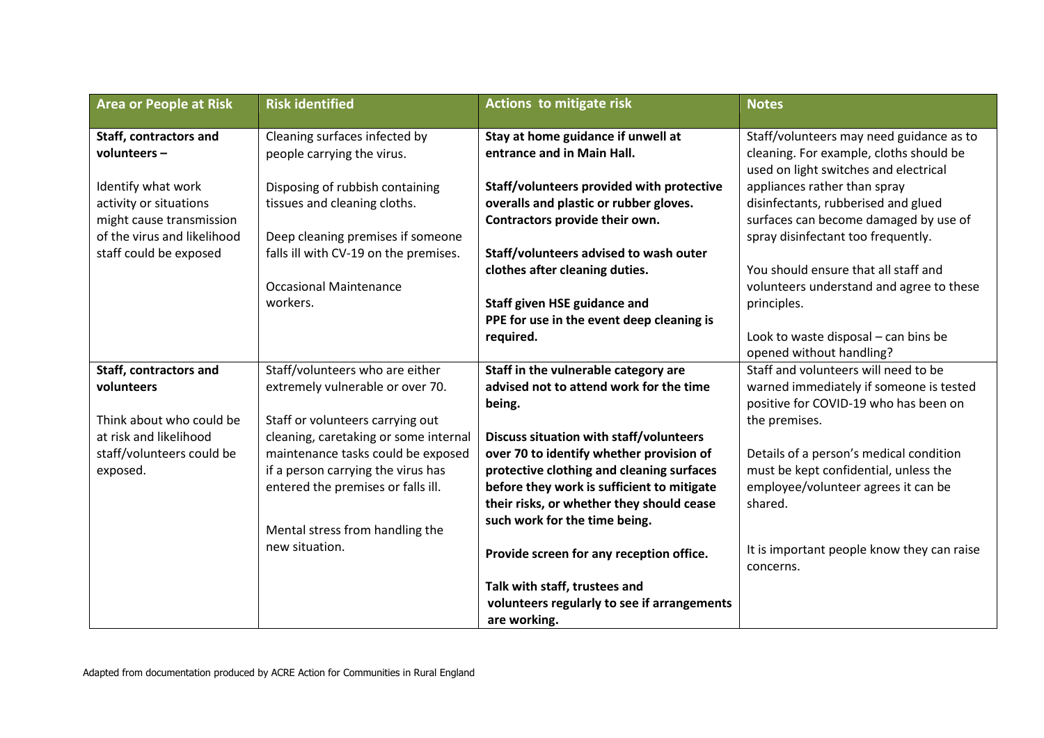| Area or People at Risk | Risk identified | Actions to mitigate risk | Notes |
|---|---|---|---|
| **Staff, contractors and volunteers –**<br><br>Identify what work activity or situations might cause transmission of the virus and likelihood staff could be exposed | Cleaning surfaces infected by people carrying the virus.<br><br>Disposing of rubbish containing tissues and cleaning cloths.<br><br>Deep cleaning premises if someone falls ill with CV-19 on the premises.<br><br>Occasional Maintenance workers. | **Stay at home guidance if unwell at entrance and in Main Hall.**<br><br>**Staff/volunteers provided with protective overalls and plastic or rubber gloves. Contractors provide their own.**<br><br>**Staff/volunteers advised to wash outer clothes after cleaning duties.**<br><br>**Staff given HSE guidance and PPE for use in the event deep cleaning is required.** | Staff/volunteers may need guidance as to cleaning. For example, cloths should be used on light switches and electrical appliances rather than spray disinfectants, rubberised and glued surfaces can become damaged by use of spray disinfectant too frequently.<br><br>You should ensure that all staff and volunteers understand and agree to these principles.<br><br>Look to waste disposal – can bins be opened without handling? |
| **Staff, contractors and volunteers**<br><br>Think about who could be at risk and likelihood staff/volunteers could be exposed. | Staff/volunteers who are either extremely vulnerable or over 70.<br><br>Staff or volunteers carrying out cleaning, caretaking or some internal maintenance tasks could be exposed if a person carrying the virus has entered the premises or falls ill.<br><br>Mental stress from handling the new situation. | **Staff in the vulnerable category are advised not to attend work for the time being.**<br><br>**Discuss situation with staff/volunteers over 70 to identify whether provision of protective clothing and cleaning surfaces before they work is sufficient to mitigate their risks, or whether they should cease such work for the time being.**<br><br>**Provide screen for any reception office.**<br><br>**Talk with staff, trustees and volunteers regularly to see if arrangements are working.** | Staff and volunteers will need to be warned immediately if someone is tested positive for COVID-19 who has been on the premises.<br><br>Details of a person's medical condition must be kept confidential, unless the employee/volunteer agrees it can be shared.<br><br>It is important people know they can raise concerns. |

Adapted from documentation produced by ACRE Action for Communities in Rural England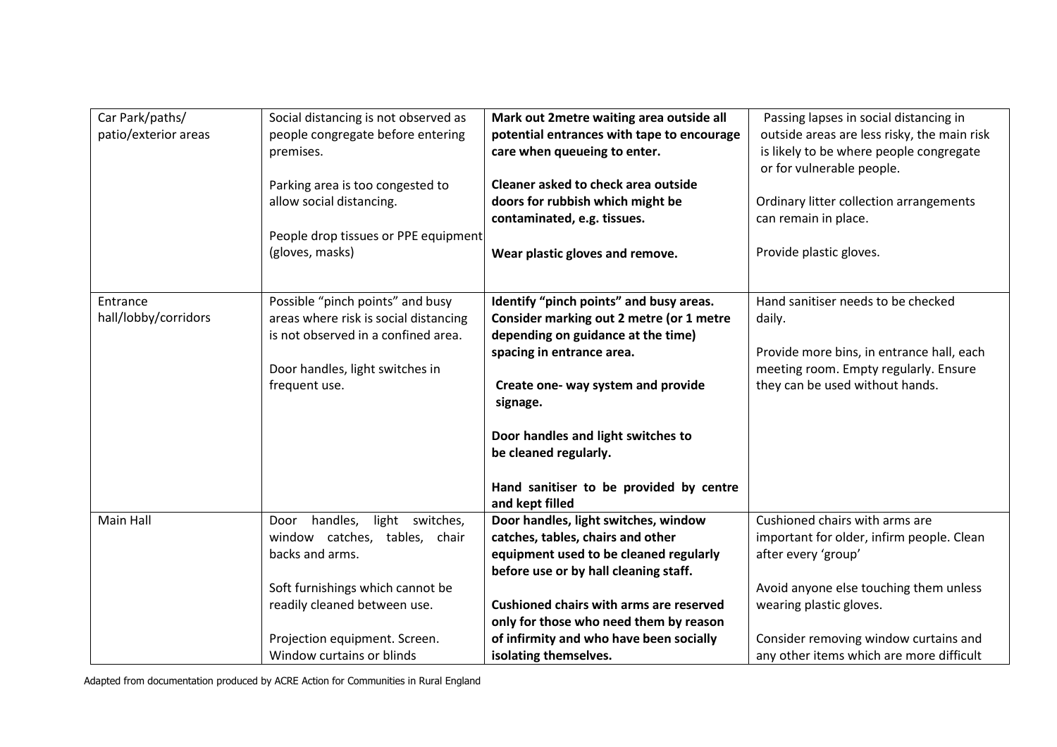| | | | |
|---|---|---|---|
| Car Park/paths/ patio/exterior areas | Social distancing is not observed as people congregate before entering premises.<br><br>Parking area is too congested to allow social distancing.<br><br>People drop tissues or PPE equipment (gloves, masks) | **Mark out 2metre waiting area outside all potential entrances with tape to encourage care when queueing to enter.**<br><br>**Cleaner asked to check area outside doors for rubbish which might be contaminated, e.g. tissues.**<br><br>**Wear plastic gloves and remove.** | Passing lapses in social distancing in outside areas are less risky, the main risk is likely to be where people congregate or for vulnerable people.<br><br>Ordinary litter collection arrangements can remain in place.<br><br>Provide plastic gloves. |
| Entrance hall/lobby/corridors | Possible "pinch points" and busy areas where risk is social distancing is not observed in a confined area.<br><br>Door handles, light switches in frequent use. | **Identify "pinch points" and busy areas. Consider marking out 2 metre (or 1 metre depending on guidance at the time) spacing in entrance area.**<br><br>**Create one- way system and provide signage.**<br><br>**Door handles and light switches to be cleaned regularly.**<br><br>**Hand sanitiser to be provided by centre and kept filled** | Hand sanitiser needs to be checked daily.<br><br>Provide more bins, in entrance hall, each meeting room. Empty regularly. Ensure they can be used without hands. |
| Main Hall | Door handles, light switches, window catches, tables, chair backs and arms.<br><br>Soft furnishings which cannot be readily cleaned between use.<br><br>Projection equipment. Screen. Window curtains or blinds | **Door handles, light switches, window catches, tables, chairs and other equipment used to be cleaned regularly before use or by hall cleaning staff.**<br><br>**Cushioned chairs with arms are reserved only for those who need them by reason of infirmity and who have been socially isolating themselves.** | Cushioned chairs with arms are important for older, infirm people. Clean after every 'group'<br><br>Avoid anyone else touching them unless wearing plastic gloves.<br><br>Consider removing window curtains and any other items which are more difficult |

Adapted from documentation produced by ACRE Action for Communities in Rural England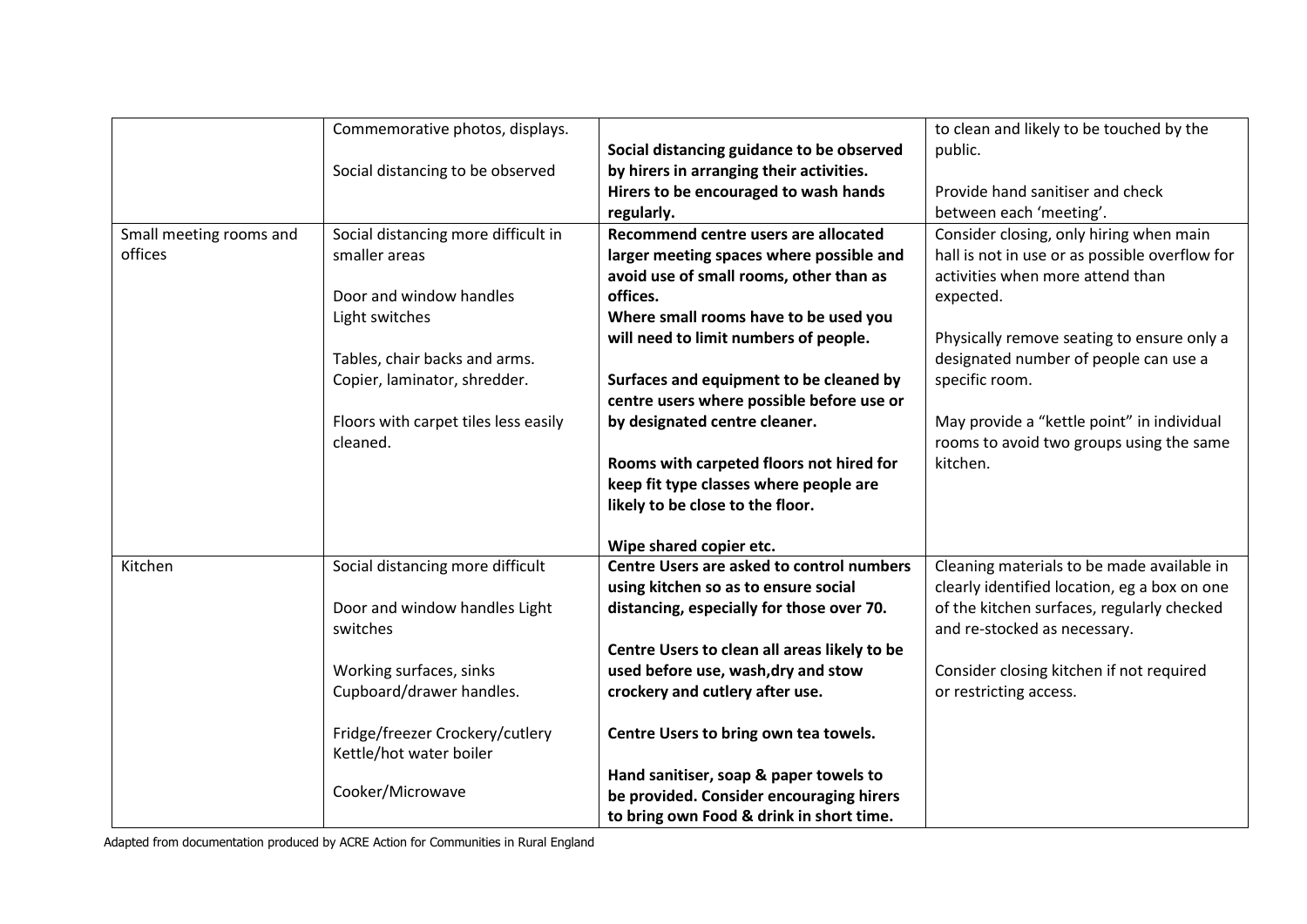| | | | |
|---|---|---|---|
| | Commemorative photos, displays.<br><br>Social distancing to be observed | **Social distancing guidance to be observed by hirers in arranging their activities. Hirers to be encouraged to wash hands regularly.** | to clean and likely to be touched by the public.<br><br>Provide hand sanitiser and check between each 'meeting'. |
| Small meeting rooms and offices | Social distancing more difficult in smaller areas<br><br>Door and window handles<br>Light switches<br><br>Tables, chair backs and arms.<br>Copier, laminator, shredder.<br><br>Floors with carpet tiles less easily cleaned. | **Recommend centre users are allocated larger meeting spaces where possible and avoid use of small rooms, other than as offices.**<br>**Where small rooms have to be used you will need to limit numbers of people.**<br><br>**Surfaces and equipment to be cleaned by centre users where possible before use or by designated centre cleaner.**<br><br>**Rooms with carpeted floors not hired for keep fit type classes where people are likely to be close to the floor.**<br><br>**Wipe shared copier etc.** | Consider closing, only hiring when main hall is not in use or as possible overflow for activities when more attend than expected.<br><br>Physically remove seating to ensure only a designated number of people can use a specific room.<br><br>May provide a "kettle point" in individual rooms to avoid two groups using the same kitchen. |
| Kitchen | Social distancing more difficult<br><br>Door and window handles Light switches<br><br>Working surfaces, sinks<br>Cupboard/drawer handles.<br><br>Fridge/freezer Crockery/cutlery<br>Kettle/hot water boiler<br><br>Cooker/Microwave | **Centre Users are asked to control numbers using kitchen so as to ensure social distancing, especially for those over 70.**<br><br>**Centre Users to clean all areas likely to be used before use, wash,dry and stow crockery and cutlery after use.**<br><br>**Centre Users to bring own tea towels.**<br><br>**Hand sanitiser, soap & paper towels to be provided. Consider encouraging hirers to bring own Food & drink in short time.** | Cleaning materials to be made available in clearly identified location, eg a box on one of the kitchen surfaces, regularly checked and re-stocked as necessary.<br><br>Consider closing kitchen if not required or restricting access. |

Adapted from documentation produced by ACRE Action for Communities in Rural England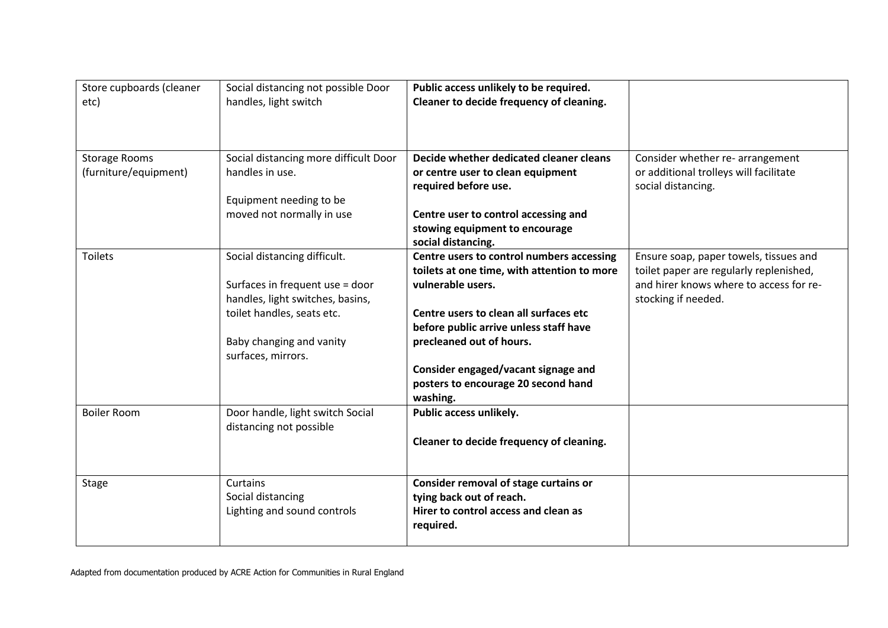| Store cupboards (cleaner etc) | Social distancing not possible Door handles, light switch | **Public access unlikely to be required. Cleaner to decide frequency of cleaning.** | |
|---|---|---|---|
| Storage Rooms (furniture/equipment) | Social distancing more difficult Door handles in use.<br><br>Equipment needing to be moved not normally in use | **Decide whether dedicated cleaner cleans or centre user to clean equipment required before use.**<br><br>**Centre user to control accessing and stowing equipment to encourage social distancing.** | Consider whether re- arrangement or additional trolleys will facilitate social distancing. |
| Toilets | Social distancing difficult.<br><br>Surfaces in frequent use = door handles, light switches, basins, toilet handles, seats etc.<br><br>Baby changing and vanity surfaces, mirrors. | **Centre users to control numbers accessing toilets at one time, with attention to more vulnerable users.**<br><br>**Centre users to clean all surfaces etc before public arrive unless staff have precleaned out of hours.**<br><br>**Consider engaged/vacant signage and posters to encourage 20 second hand washing.** | Ensure soap, paper towels, tissues and toilet paper are regularly replenished, and hirer knows where to access for re-stocking if needed. |
| Boiler Room | Door handle, light switch Social distancing not possible | **Public access unlikely.**<br><br>**Cleaner to decide frequency of cleaning.** | |
| Stage | Curtains<br>Social distancing<br>Lighting and sound controls | **Consider removal of stage curtains or tying back out of reach.**<br>**Hirer to control access and clean as required.** | |

Adapted from documentation produced by ACRE Action for Communities in Rural England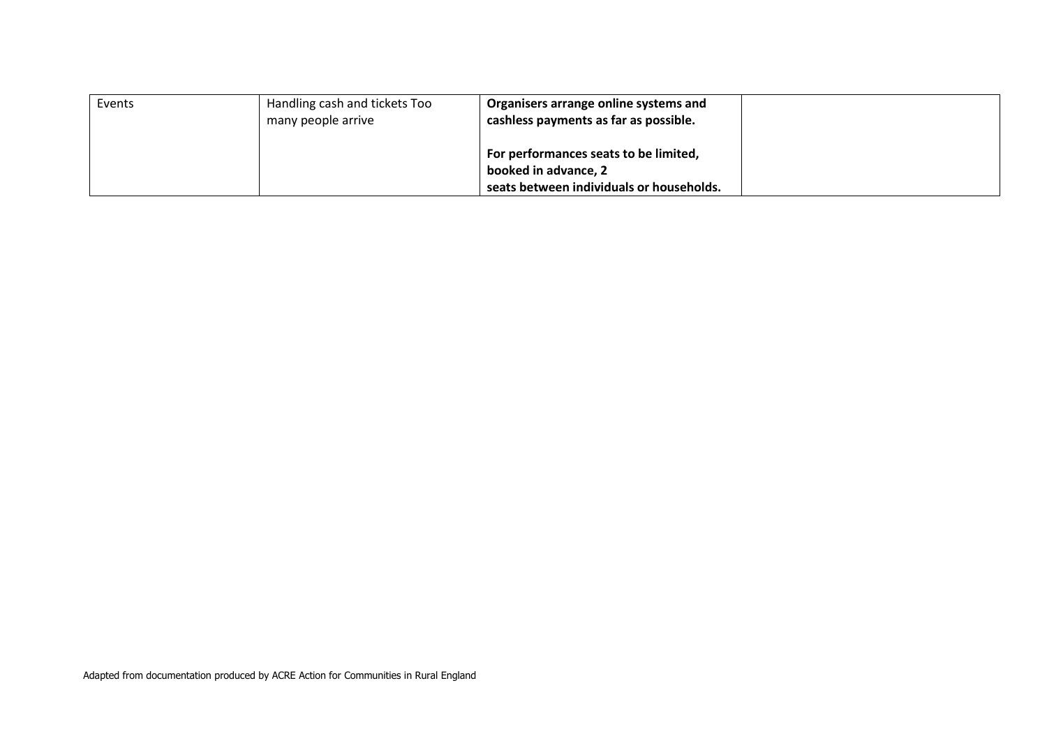| Events | Handling cash and tickets Too many people arrive | **Organisers arrange online systems and cashless payments as far as possible.**<br><br>**For performances seats to be limited, booked in advance, 2 seats between individuals or households.** | |
|---|---|---|---|

Adapted from documentation produced by ACRE Action for Communities in Rural England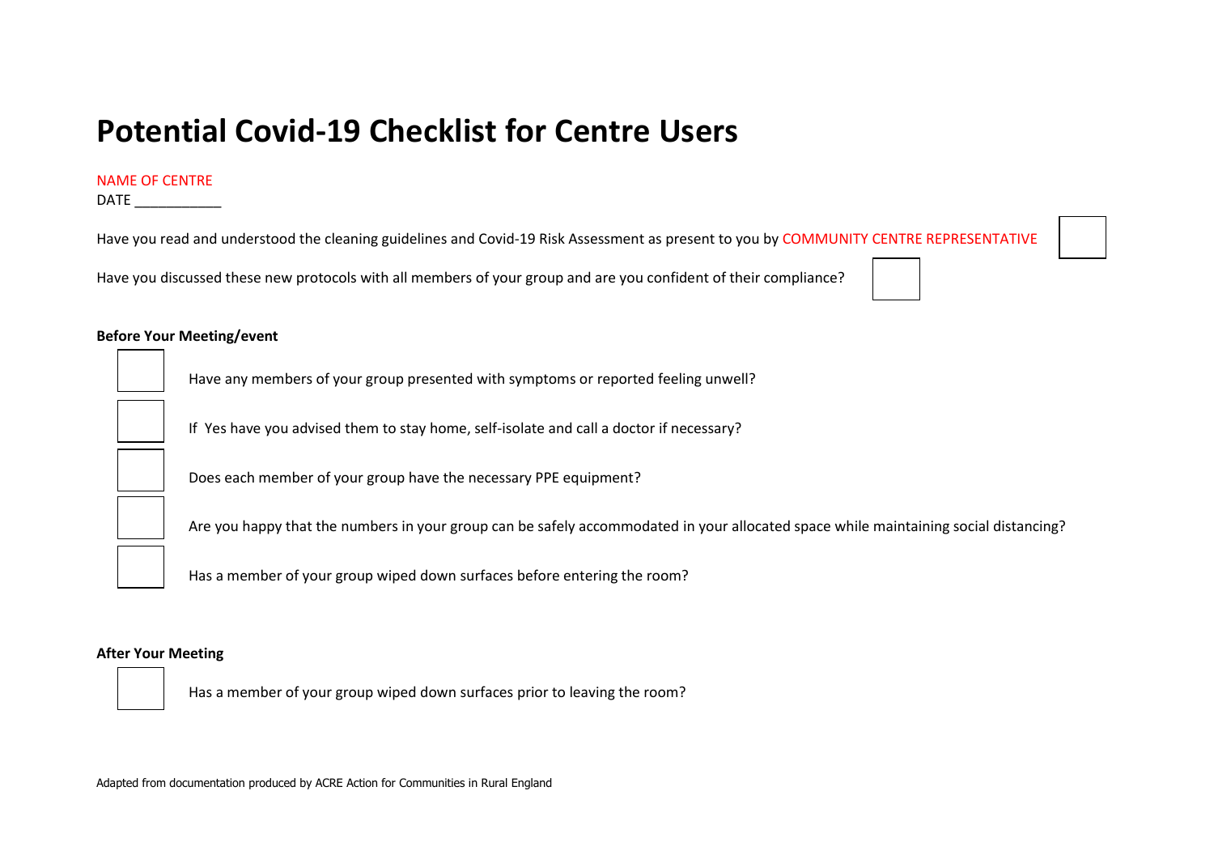# Potential Covid-19 Checklist for Centre Users

NAME OF CENTRE
DATE ___________

Have you read and understood the cleaning guidelines and Covid-19 Risk Assessment as present to you by COMMUNITY CENTRE REPRESENTATIVE ☐

Have you discussed these new protocols with all members of your group and are you confident of their compliance? ☐

**Before Your Meeting/event**

☐ Have any members of your group presented with symptoms or reported feeling unwell?

☐ If Yes have you advised them to stay home, self-isolate and call a doctor if necessary?

☐ Does each member of your group have the necessary PPE equipment?

☐ Are you happy that the numbers in your group can be safely accommodated in your allocated space while maintaining social distancing?

☐ Has a member of your group wiped down surfaces before entering the room?

**After Your Meeting**

☐ Has a member of your group wiped down surfaces prior to leaving the room?

Adapted from documentation produced by ACRE Action for Communities in Rural England